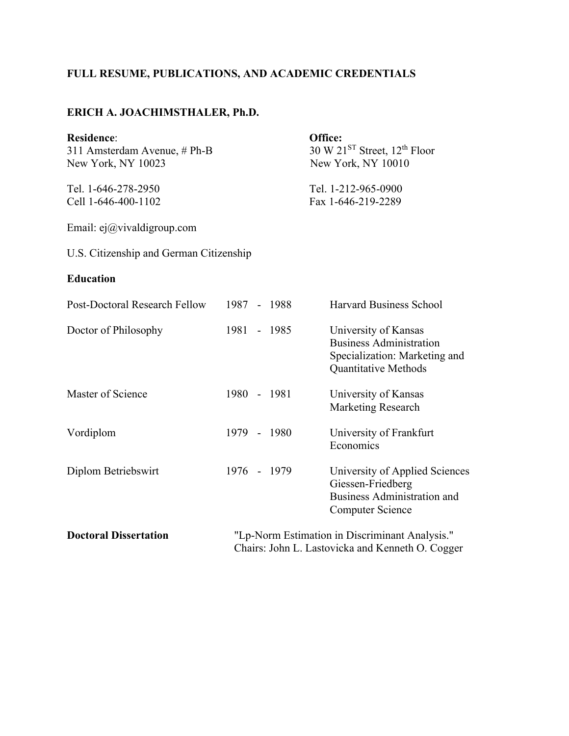## FULL RESUME, PUBLICATIONS, AND ACADEMIC CREDENTIALS

## ERICH A. JOACHIMSTHALER, Ph.D.

**Residence**:
311 Amsterdam Avenue, # Ph-B
New York, NY 10023

Tel. 1-646-278-2950
Cell 1-646-400-1102

**Office:**
30 W 21ST Street, 12th Floor
New York, NY 10010

Tel. 1-212-965-0900
Fax 1-646-219-2289

Email: ej@vivaldigroup.com

U.S. Citizenship and German Citizenship

### Education

| | | |
|---|---|---|
| Post-Doctoral Research Fellow | 1987 - 1988 | Harvard Business School |
| Doctor of Philosophy | 1981 - 1985 | University of Kansas<br>Business Administration<br>Specialization: Marketing and Quantitative Methods |
| Master of Science | 1980 - 1981 | University of Kansas<br>Marketing Research |
| Vordiplom | 1979 - 1980 | University of Frankfurt<br>Economics |
| Diplom Betriebswirt | 1976 - 1979 | University of Applied Sciences Giessen-Friedberg<br>Business Administration and Computer Science |

**Doctoral Dissertation** "Lp-Norm Estimation in Discriminant Analysis."
Chairs: John L. Lastovicka and Kenneth O. Cogger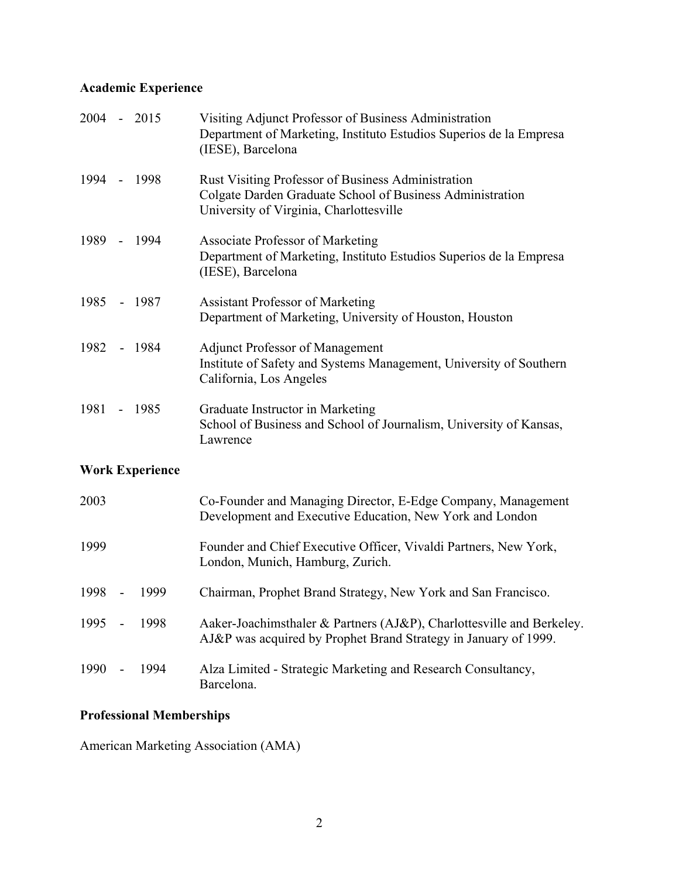## Academic Experience

| | |
|---|---|
| 2004 - 2015 | Visiting Adjunct Professor of Business Administration<br>Department of Marketing, Instituto Estudios Superios de la Empresa (IESE), Barcelona |
| 1994 - 1998 | Rust Visiting Professor of Business Administration<br>Colgate Darden Graduate School of Business Administration<br>University of Virginia, Charlottesville |
| 1989 - 1994 | Associate Professor of Marketing<br>Department of Marketing, Instituto Estudios Superios de la Empresa (IESE), Barcelona |
| 1985 - 1987 | Assistant Professor of Marketing<br>Department of Marketing, University of Houston, Houston |
| 1982 - 1984 | Adjunct Professor of Management<br>Institute of Safety and Systems Management, University of Southern California, Los Angeles |
| 1981 - 1985 | Graduate Instructor in Marketing<br>School of Business and School of Journalism, University of Kansas, Lawrence |

## Work Experience

| | |
|---|---|
| 2003 | Co-Founder and Managing Director, E-Edge Company, Management Development and Executive Education, New York and London |
| 1999 | Founder and Chief Executive Officer, Vivaldi Partners, New York, London, Munich, Hamburg, Zurich. |
| 1998 - 1999 | Chairman, Prophet Brand Strategy, New York and San Francisco. |
| 1995 - 1998 | Aaker-Joachimsthaler & Partners (AJ&P), Charlottesville and Berkeley. AJ&P was acquired by Prophet Brand Strategy in January of 1999. |
| 1990 - 1994 | Alza Limited - Strategic Marketing and Research Consultancy, Barcelona. |

## Professional Memberships

American Marketing Association (AMA)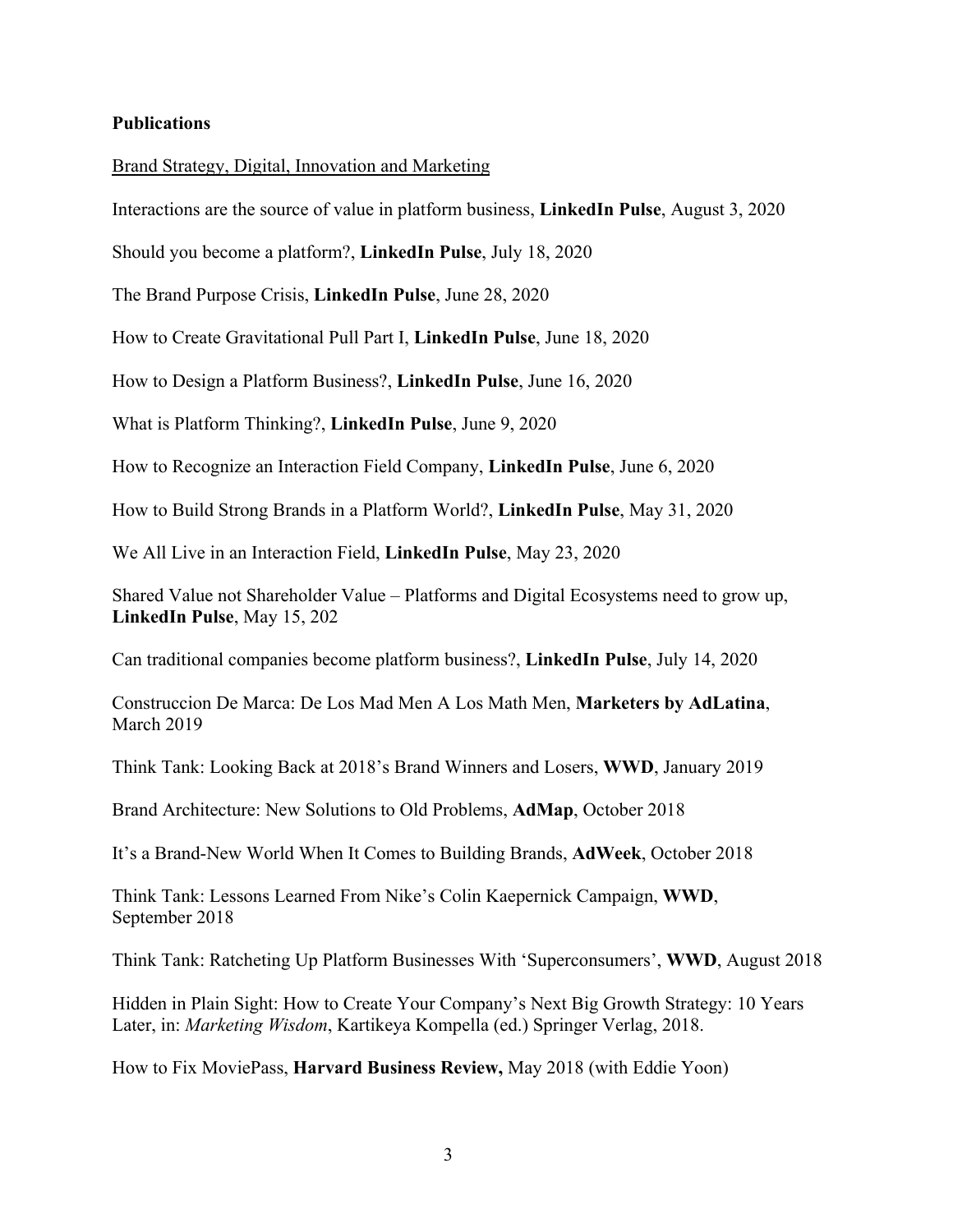**Publications**

Brand Strategy, Digital, Innovation and Marketing

Interactions are the source of value in platform business, **LinkedIn Pulse**, August 3, 2020

Should you become a platform?, **LinkedIn Pulse**, July 18, 2020

The Brand Purpose Crisis, **LinkedIn Pulse**, June 28, 2020

How to Create Gravitational Pull Part I, **LinkedIn Pulse**, June 18, 2020

How to Design a Platform Business?, **LinkedIn Pulse**, June 16, 2020

What is Platform Thinking?, **LinkedIn Pulse**, June 9, 2020

How to Recognize an Interaction Field Company, **LinkedIn Pulse**, June 6, 2020

How to Build Strong Brands in a Platform World?, **LinkedIn Pulse**, May 31, 2020

We All Live in an Interaction Field, **LinkedIn Pulse**, May 23, 2020

Shared Value not Shareholder Value – Platforms and Digital Ecosystems need to grow up, **LinkedIn Pulse**, May 15, 202

Can traditional companies become platform business?, **LinkedIn Pulse**, July 14, 2020

Construccion De Marca: De Los Mad Men A Los Math Men, **Marketers by AdLatina**, March 2019

Think Tank: Looking Back at 2018's Brand Winners and Losers, **WWD**, January 2019

Brand Architecture: New Solutions to Old Problems, **AdMap**, October 2018

It's a Brand-New World When It Comes to Building Brands, **AdWeek**, October 2018

Think Tank: Lessons Learned From Nike's Colin Kaepernick Campaign, **WWD**, September 2018

Think Tank: Ratcheting Up Platform Businesses With 'Superconsumers', **WWD**, August 2018

Hidden in Plain Sight: How to Create Your Company's Next Big Growth Strategy: 10 Years Later, in: *Marketing Wisdom*, Kartikeya Kompella (ed.) Springer Verlag, 2018.

How to Fix MoviePass, **Harvard Business Review,** May 2018 (with Eddie Yoon)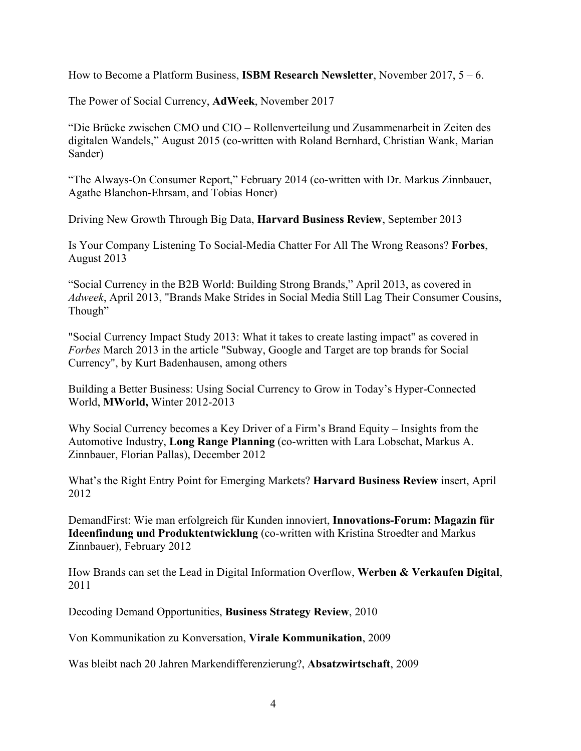How to Become a Platform Business, **ISBM Research Newsletter**, November 2017, 5 – 6.

The Power of Social Currency, **AdWeek**, November 2017

“Die Brücke zwischen CMO und CIO – Rollenverteilung und Zusammenarbeit in Zeiten des digitalen Wandels,” August 2015 (co-written with Roland Bernhard, Christian Wank, Marian Sander)

“The Always-On Consumer Report,” February 2014 (co-written with Dr. Markus Zinnbauer, Agathe Blanchon-Ehrsam, and Tobias Honer)

Driving New Growth Through Big Data, **Harvard Business Review**, September 2013

Is Your Company Listening To Social-Media Chatter For All The Wrong Reasons? **Forbes**, August 2013

“Social Currency in the B2B World: Building Strong Brands,” April 2013, as covered in *Adweek*, April 2013, "Brands Make Strides in Social Media Still Lag Their Consumer Cousins, Though”

"Social Currency Impact Study 2013: What it takes to create lasting impact" as covered in *Forbes* March 2013 in the article "Subway, Google and Target are top brands for Social Currency", by Kurt Badenhausen, among others

Building a Better Business: Using Social Currency to Grow in Today’s Hyper-Connected World, **MWorld,** Winter 2012-2013

Why Social Currency becomes a Key Driver of a Firm’s Brand Equity – Insights from the Automotive Industry, **Long Range Planning** (co-written with Lara Lobschat, Markus A. Zinnbauer, Florian Pallas), December 2012

What’s the Right Entry Point for Emerging Markets? **Harvard Business Review** insert, April 2012

DemandFirst: Wie man erfolgreich für Kunden innoviert, **Innovations-Forum: Magazin für Ideenfindung und Produktentwicklung** (co-written with Kristina Stroedter and Markus Zinnbauer), February 2012

How Brands can set the Lead in Digital Information Overflow, **Werben & Verkaufen Digital**, 2011

Decoding Demand Opportunities, **Business Strategy Review**, 2010

Von Kommunikation zu Konversation, **Virale Kommunikation**, 2009

Was bleibt nach 20 Jahren Markendifferenzierung?, **Absatzwirtschaft**, 2009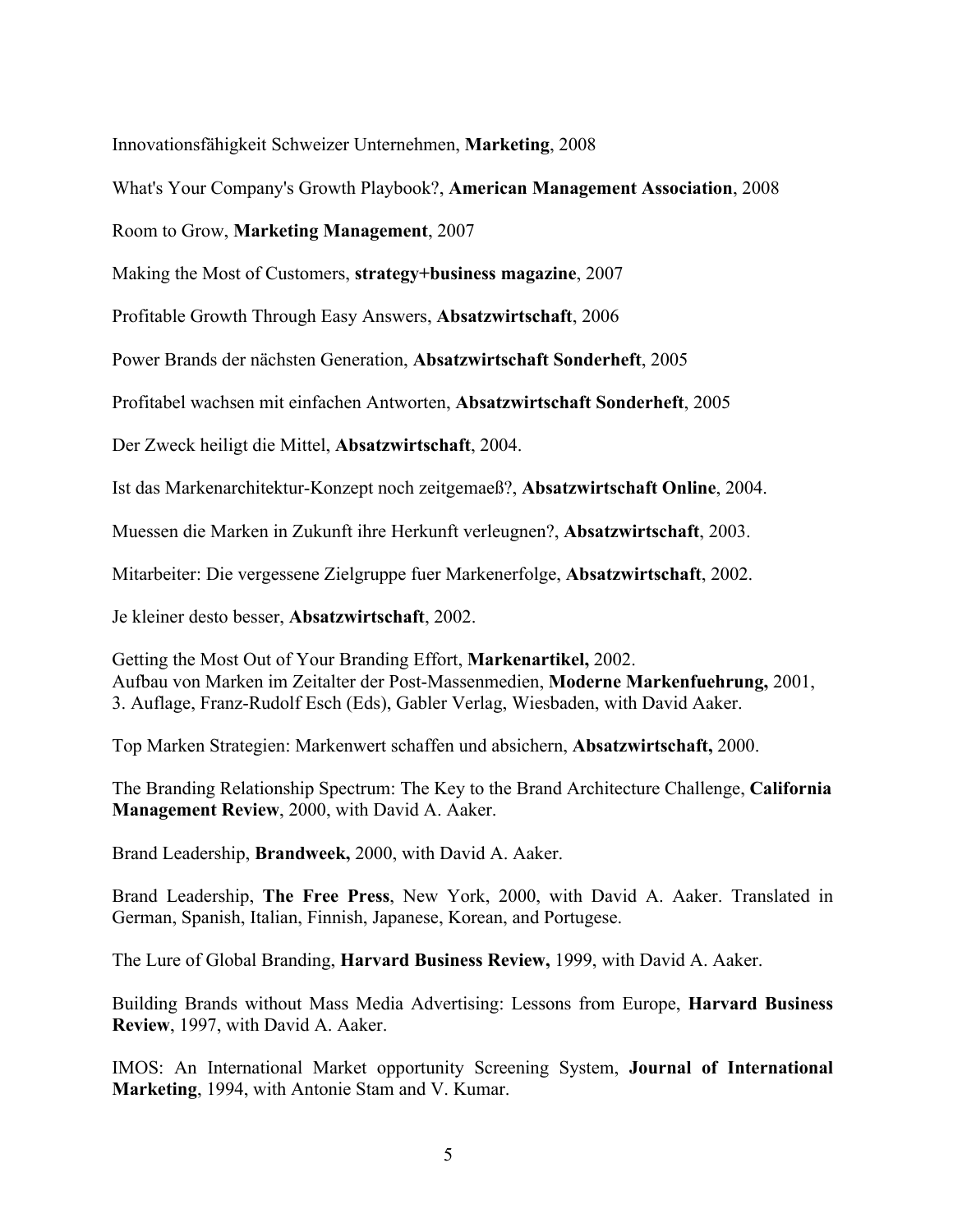Innovationsfähigkeit Schweizer Unternehmen, **Marketing**, 2008

What's Your Company's Growth Playbook?, **American Management Association**, 2008

Room to Grow, **Marketing Management**, 2007

Making the Most of Customers, **strategy+business magazine**, 2007

Profitable Growth Through Easy Answers, **Absatzwirtschaft**, 2006

Power Brands der nächsten Generation, **Absatzwirtschaft Sonderheft**, 2005

Profitabel wachsen mit einfachen Antworten, **Absatzwirtschaft Sonderheft**, 2005

Der Zweck heiligt die Mittel, **Absatzwirtschaft**, 2004.

Ist das Markenarchitektur-Konzept noch zeitgemaeß?, **Absatzwirtschaft Online**, 2004.

Muessen die Marken in Zukunft ihre Herkunft verleugnen?, **Absatzwirtschaft**, 2003.

Mitarbeiter: Die vergessene Zielgruppe fuer Markenerfolge, **Absatzwirtschaft**, 2002.

Je kleiner desto besser, **Absatzwirtschaft**, 2002.

Getting the Most Out of Your Branding Effort, **Markenartikel,** 2002.
Aufbau von Marken im Zeitalter der Post-Massenmedien, **Moderne Markenfuehrung,** 2001, 3. Auflage, Franz-Rudolf Esch (Eds), Gabler Verlag, Wiesbaden, with David Aaker.

Top Marken Strategien: Markenwert schaffen und absichern, **Absatzwirtschaft,** 2000.

The Branding Relationship Spectrum: The Key to the Brand Architecture Challenge, **California Management Review**, 2000, with David A. Aaker.

Brand Leadership, **Brandweek,** 2000, with David A. Aaker.

Brand Leadership, **The Free Press**, New York, 2000, with David A. Aaker. Translated in German, Spanish, Italian, Finnish, Japanese, Korean, and Portugese.

The Lure of Global Branding, **Harvard Business Review,** 1999, with David A. Aaker.

Building Brands without Mass Media Advertising: Lessons from Europe, **Harvard Business Review**, 1997, with David A. Aaker.

IMOS: An International Market opportunity Screening System, **Journal of International Marketing**, 1994, with Antonie Stam and V. Kumar.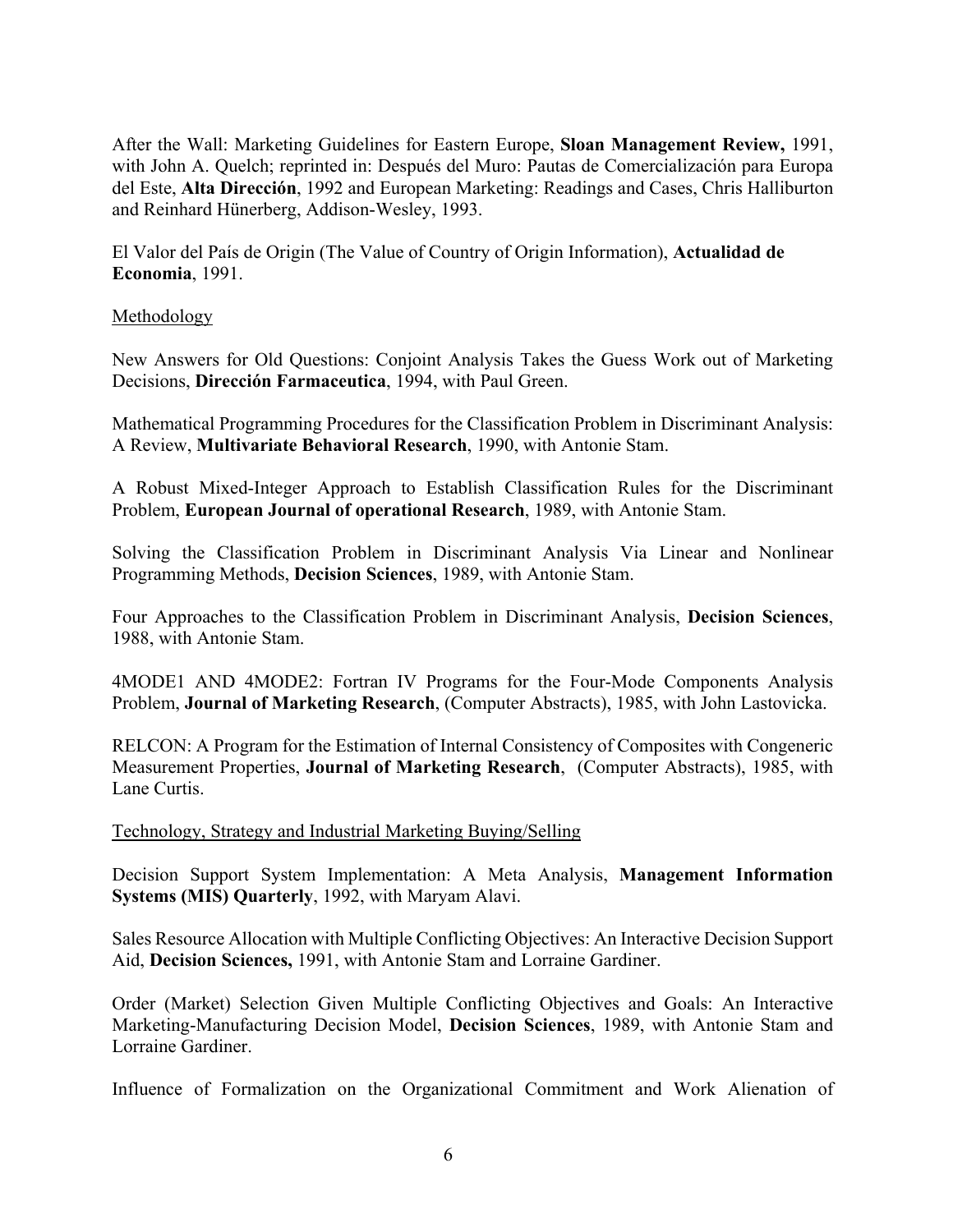After the Wall: Marketing Guidelines for Eastern Europe, **Sloan Management Review,** 1991, with John A. Quelch; reprinted in: Después del Muro: Pautas de Comercialización para Europa del Este, **Alta Dirección**, 1992 and European Marketing: Readings and Cases, Chris Halliburton and Reinhard Hünerberg, Addison-Wesley, 1993.

El Valor del País de Origin (The Value of Country of Origin Information), **Actualidad de Economia**, 1991.

<u>Methodology</u>

New Answers for Old Questions: Conjoint Analysis Takes the Guess Work out of Marketing Decisions, **Dirección Farmaceutica**, 1994, with Paul Green.

Mathematical Programming Procedures for the Classification Problem in Discriminant Analysis: A Review, **Multivariate Behavioral Research**, 1990, with Antonie Stam.

A Robust Mixed-Integer Approach to Establish Classification Rules for the Discriminant Problem, **European Journal of operational Research**, 1989, with Antonie Stam.

Solving the Classification Problem in Discriminant Analysis Via Linear and Nonlinear Programming Methods, **Decision Sciences**, 1989, with Antonie Stam.

Four Approaches to the Classification Problem in Discriminant Analysis, **Decision Sciences**, 1988, with Antonie Stam.

4MODE1 AND 4MODE2: Fortran IV Programs for the Four-Mode Components Analysis Problem, **Journal of Marketing Research**, (Computer Abstracts), 1985, with John Lastovicka.

RELCON: A Program for the Estimation of Internal Consistency of Composites with Congeneric Measurement Properties, **Journal of Marketing Research**, (Computer Abstracts), 1985, with Lane Curtis.

<u>Technology, Strategy and Industrial Marketing Buying/Selling</u>

Decision Support System Implementation: A Meta Analysis, **Management Information Systems (MIS) Quarterly**, 1992, with Maryam Alavi.

Sales Resource Allocation with Multiple Conflicting Objectives: An Interactive Decision Support Aid, **Decision Sciences,** 1991, with Antonie Stam and Lorraine Gardiner.

Order (Market) Selection Given Multiple Conflicting Objectives and Goals: An Interactive Marketing-Manufacturing Decision Model, **Decision Sciences**, 1989, with Antonie Stam and Lorraine Gardiner.

Influence of Formalization on the Organizational Commitment and Work Alienation of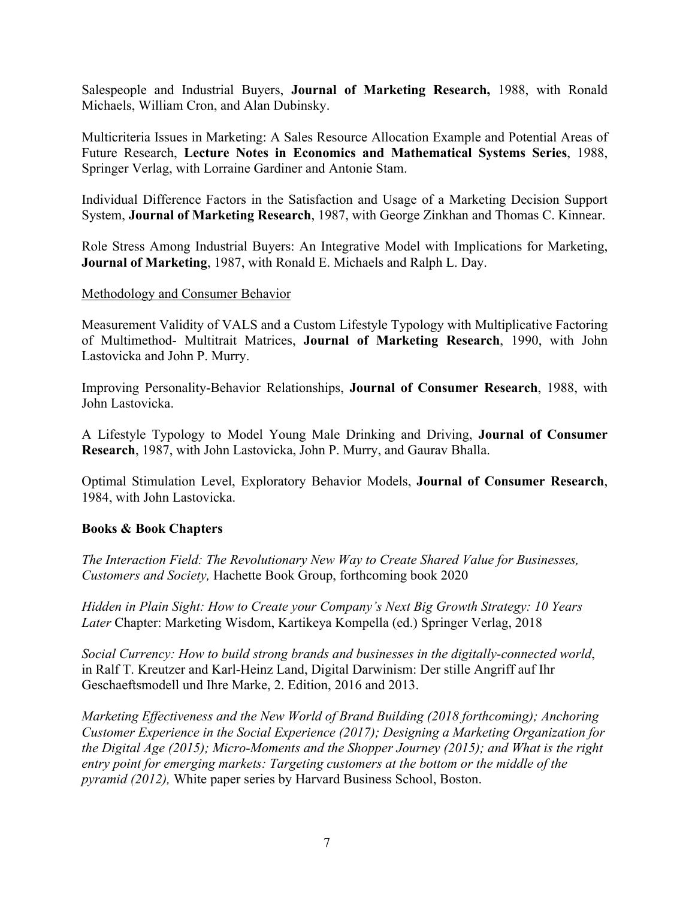Salespeople and Industrial Buyers, **Journal of Marketing Research,** 1988, with Ronald Michaels, William Cron, and Alan Dubinsky.

Multicriteria Issues in Marketing: A Sales Resource Allocation Example and Potential Areas of Future Research, **Lecture Notes in Economics and Mathematical Systems Series**, 1988, Springer Verlag, with Lorraine Gardiner and Antonie Stam.

Individual Difference Factors in the Satisfaction and Usage of a Marketing Decision Support System, **Journal of Marketing Research**, 1987, with George Zinkhan and Thomas C. Kinnear.

Role Stress Among Industrial Buyers: An Integrative Model with Implications for Marketing, **Journal of Marketing**, 1987, with Ronald E. Michaels and Ralph L. Day.

<u>Methodology and Consumer Behavior</u>

Measurement Validity of VALS and a Custom Lifestyle Typology with Multiplicative Factoring of Multimethod- Multitrait Matrices, **Journal of Marketing Research**, 1990, with John Lastovicka and John P. Murry.

Improving Personality-Behavior Relationships, **Journal of Consumer Research**, 1988, with John Lastovicka.

A Lifestyle Typology to Model Young Male Drinking and Driving, **Journal of Consumer Research**, 1987, with John Lastovicka, John P. Murry, and Gaurav Bhalla.

Optimal Stimulation Level, Exploratory Behavior Models, **Journal of Consumer Research**, 1984, with John Lastovicka.

**Books & Book Chapters**

*The Interaction Field: The Revolutionary New Way to Create Shared Value for Businesses, Customers and Society,* Hachette Book Group, forthcoming book 2020

*Hidden in Plain Sight: How to Create your Company's Next Big Growth Strategy: 10 Years Later* Chapter: Marketing Wisdom, Kartikeya Kompella (ed.) Springer Verlag, 2018

*Social Currency: How to build strong brands and businesses in the digitally-connected world*, in Ralf T. Kreutzer and Karl-Heinz Land, Digital Darwinism: Der stille Angriff auf Ihr Geschaeftsmodell und Ihre Marke, 2. Edition, 2016 and 2013.

*Marketing Effectiveness and the New World of Brand Building (2018 forthcoming); Anchoring Customer Experience in the Social Experience (2017); Designing a Marketing Organization for the Digital Age (2015); Micro-Moments and the Shopper Journey (2015); and What is the right entry point for emerging markets: Targeting customers at the bottom or the middle of the pyramid (2012),* White paper series by Harvard Business School, Boston.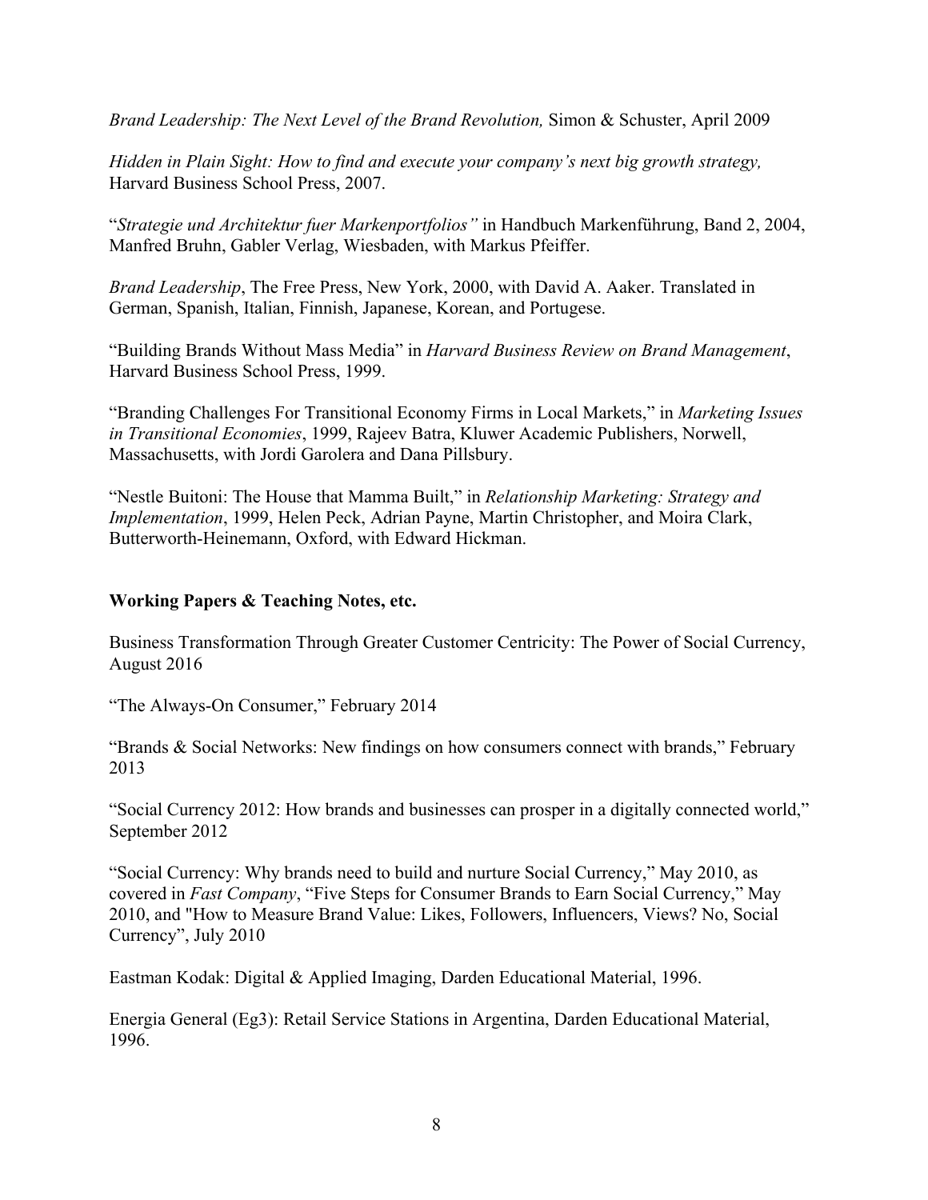*Brand Leadership: The Next Level of the Brand Revolution,* Simon & Schuster, April 2009

*Hidden in Plain Sight: How to find and execute your company's next big growth strategy,* Harvard Business School Press, 2007.

"*Strategie und Architektur fuer Markenportfolios"* in Handbuch Markenführung, Band 2, 2004, Manfred Bruhn, Gabler Verlag, Wiesbaden, with Markus Pfeiffer.

*Brand Leadership*, The Free Press, New York, 2000, with David A. Aaker. Translated in German, Spanish, Italian, Finnish, Japanese, Korean, and Portugese.

"Building Brands Without Mass Media" in *Harvard Business Review on Brand Management*, Harvard Business School Press, 1999.

"Branding Challenges For Transitional Economy Firms in Local Markets," in *Marketing Issues in Transitional Economies*, 1999, Rajeev Batra, Kluwer Academic Publishers, Norwell, Massachusetts, with Jordi Garolera and Dana Pillsbury.

"Nestle Buitoni: The House that Mamma Built," in *Relationship Marketing: Strategy and Implementation*, 1999, Helen Peck, Adrian Payne, Martin Christopher, and Moira Clark, Butterworth-Heinemann, Oxford, with Edward Hickman.

**Working Papers & Teaching Notes, etc.**

Business Transformation Through Greater Customer Centricity: The Power of Social Currency, August 2016

"The Always-On Consumer," February 2014

"Brands & Social Networks: New findings on how consumers connect with brands," February 2013

"Social Currency 2012: How brands and businesses can prosper in a digitally connected world," September 2012

"Social Currency: Why brands need to build and nurture Social Currency," May 2010, as covered in *Fast Company*, "Five Steps for Consumer Brands to Earn Social Currency," May 2010, and "How to Measure Brand Value: Likes, Followers, Influencers, Views? No, Social Currency", July 2010

Eastman Kodak: Digital & Applied Imaging, Darden Educational Material, 1996.

Energia General (Eg3): Retail Service Stations in Argentina, Darden Educational Material, 1996.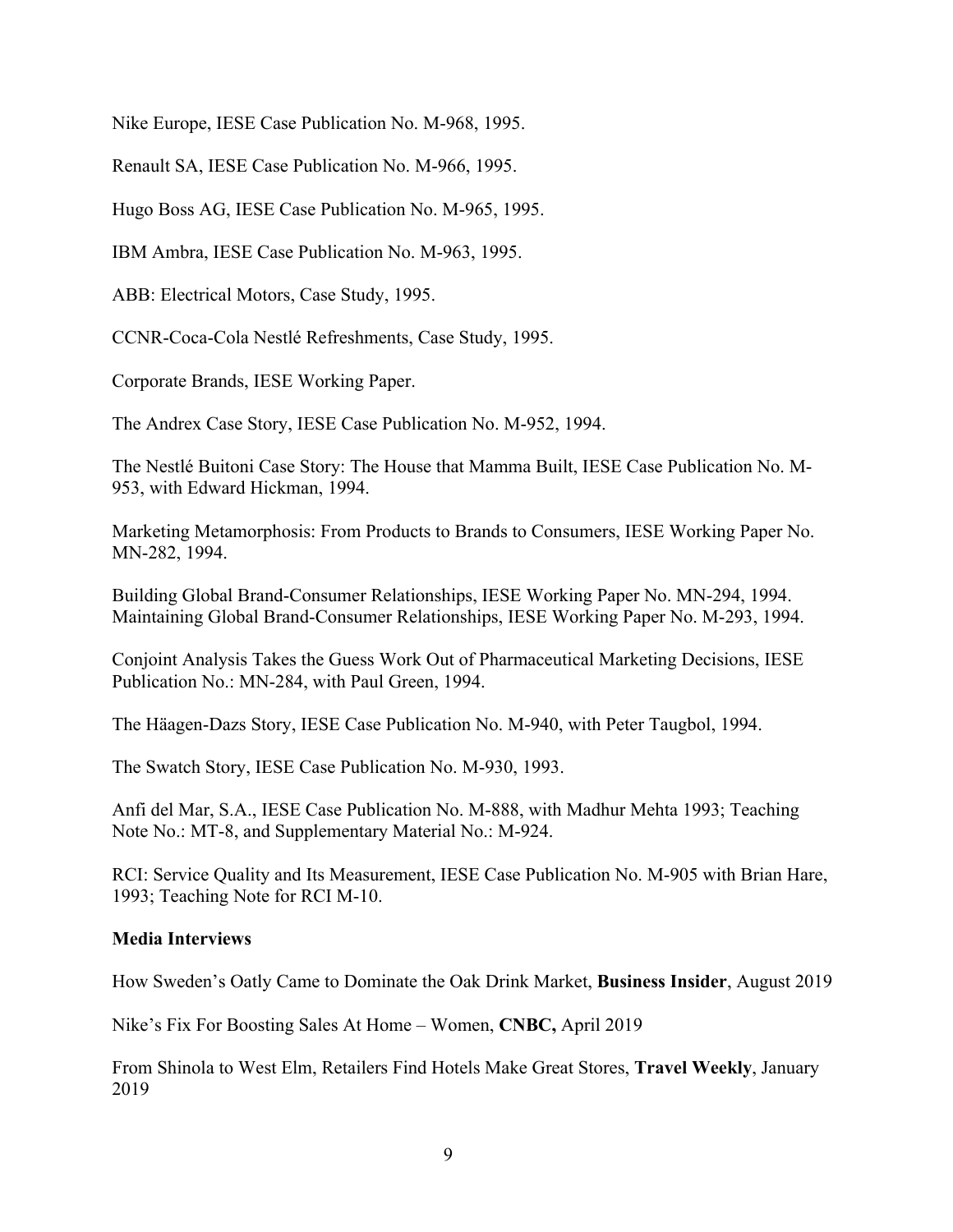Nike Europe, IESE Case Publication No. M-968, 1995.

Renault SA, IESE Case Publication No. M-966, 1995.

Hugo Boss AG, IESE Case Publication No. M-965, 1995.

IBM Ambra, IESE Case Publication No. M-963, 1995.

ABB: Electrical Motors, Case Study, 1995.

CCNR-Coca-Cola Nestlé Refreshments, Case Study, 1995.

Corporate Brands, IESE Working Paper.

The Andrex Case Story, IESE Case Publication No. M-952, 1994.

The Nestlé Buitoni Case Story: The House that Mamma Built, IESE Case Publication No. M-953, with Edward Hickman, 1994.

Marketing Metamorphosis: From Products to Brands to Consumers, IESE Working Paper No. MN-282, 1994.

Building Global Brand-Consumer Relationships, IESE Working Paper No. MN-294, 1994.
Maintaining Global Brand-Consumer Relationships, IESE Working Paper No. M-293, 1994.

Conjoint Analysis Takes the Guess Work Out of Pharmaceutical Marketing Decisions, IESE Publication No.: MN-284, with Paul Green, 1994.

The Häagen-Dazs Story, IESE Case Publication No. M-940, with Peter Taugbol, 1994.

The Swatch Story, IESE Case Publication No. M-930, 1993.

Anfi del Mar, S.A., IESE Case Publication No. M-888, with Madhur Mehta 1993; Teaching Note No.: MT-8, and Supplementary Material No.: M-924.

RCI: Service Quality and Its Measurement, IESE Case Publication No. M-905 with Brian Hare, 1993; Teaching Note for RCI M-10.

**Media Interviews**

How Sweden's Oatly Came to Dominate the Oak Drink Market, **Business Insider**, August 2019

Nike's Fix For Boosting Sales At Home – Women, **CNBC,** April 2019

From Shinola to West Elm, Retailers Find Hotels Make Great Stores, **Travel Weekly**, January 2019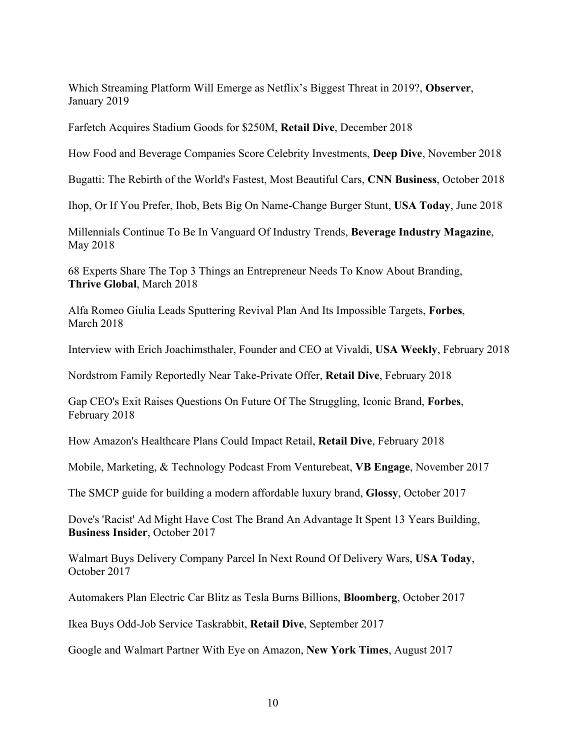Which Streaming Platform Will Emerge as Netflix's Biggest Threat in 2019?, **Observer**, January 2019

Farfetch Acquires Stadium Goods for $250M, **Retail Dive**, December 2018

How Food and Beverage Companies Score Celebrity Investments, **Deep Dive**, November 2018

Bugatti: The Rebirth of the World's Fastest, Most Beautiful Cars, **CNN Business**, October 2018

Ihop, Or If You Prefer, Ihob, Bets Big On Name-Change Burger Stunt, **USA Today**, June 2018

Millennials Continue To Be In Vanguard Of Industry Trends, **Beverage Industry Magazine**, May 2018

68 Experts Share The Top 3 Things an Entrepreneur Needs To Know About Branding, **Thrive Global**, March 2018

Alfa Romeo Giulia Leads Sputtering Revival Plan And Its Impossible Targets, **Forbes**, March 2018

Interview with Erich Joachimsthaler, Founder and CEO at Vivaldi, **USA Weekly**, February 2018

Nordstrom Family Reportedly Near Take-Private Offer, **Retail Dive**, February 2018

Gap CEO's Exit Raises Questions On Future Of The Struggling, Iconic Brand, **Forbes**, February 2018

How Amazon's Healthcare Plans Could Impact Retail, **Retail Dive**, February 2018

Mobile, Marketing, & Technology Podcast From Venturebeat, **VB Engage**, November 2017

The SMCP guide for building a modern affordable luxury brand, **Glossy**, October 2017

Dove's 'Racist' Ad Might Have Cost The Brand An Advantage It Spent 13 Years Building, **Business Insider**, October 2017

Walmart Buys Delivery Company Parcel In Next Round Of Delivery Wars, **USA Today**, October 2017

Automakers Plan Electric Car Blitz as Tesla Burns Billions, **Bloomberg**, October 2017

Ikea Buys Odd-Job Service Taskrabbit, **Retail Dive**, September 2017

Google and Walmart Partner With Eye on Amazon, **New York Times**, August 2017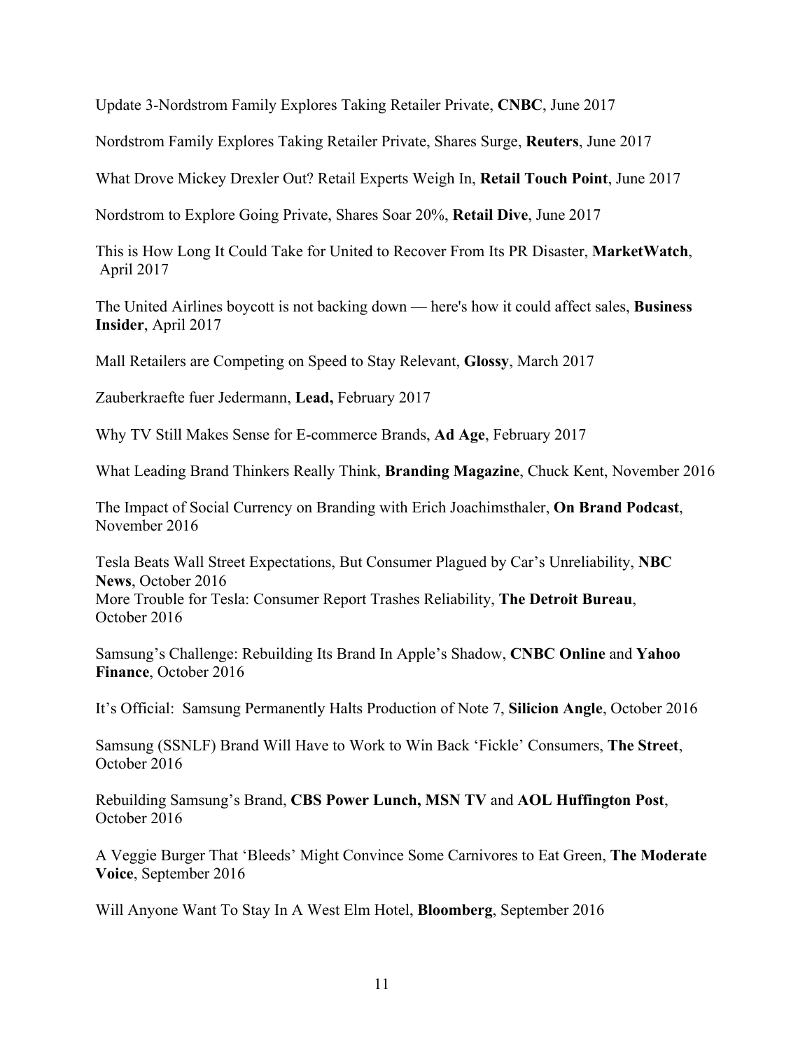Update 3-Nordstrom Family Explores Taking Retailer Private, **CNBC**, June 2017

Nordstrom Family Explores Taking Retailer Private, Shares Surge, **Reuters**, June 2017

What Drove Mickey Drexler Out? Retail Experts Weigh In, **Retail Touch Point**, June 2017

Nordstrom to Explore Going Private, Shares Soar 20%, **Retail Dive**, June 2017

This is How Long It Could Take for United to Recover From Its PR Disaster, **MarketWatch**, April 2017

The United Airlines boycott is not backing down — here's how it could affect sales, **Business Insider**, April 2017

Mall Retailers are Competing on Speed to Stay Relevant, **Glossy**, March 2017

Zauberkraefte fuer Jedermann, **Lead,** February 2017

Why TV Still Makes Sense for E-commerce Brands, **Ad Age**, February 2017

What Leading Brand Thinkers Really Think, **Branding Magazine**, Chuck Kent, November 2016

The Impact of Social Currency on Branding with Erich Joachimsthaler, **On Brand Podcast**, November 2016

Tesla Beats Wall Street Expectations, But Consumer Plagued by Car's Unreliability, **NBC News**, October 2016

More Trouble for Tesla: Consumer Report Trashes Reliability, **The Detroit Bureau**, October 2016

Samsung's Challenge: Rebuilding Its Brand In Apple's Shadow, **CNBC Online** and **Yahoo Finance**, October 2016

It's Official: Samsung Permanently Halts Production of Note 7, **Silicion Angle**, October 2016

Samsung (SSNLF) Brand Will Have to Work to Win Back 'Fickle' Consumers, **The Street**, October 2016

Rebuilding Samsung's Brand, **CBS Power Lunch, MSN TV** and **AOL Huffington Post**, October 2016

A Veggie Burger That 'Bleeds' Might Convince Some Carnivores to Eat Green, **The Moderate Voice**, September 2016

Will Anyone Want To Stay In A West Elm Hotel, **Bloomberg**, September 2016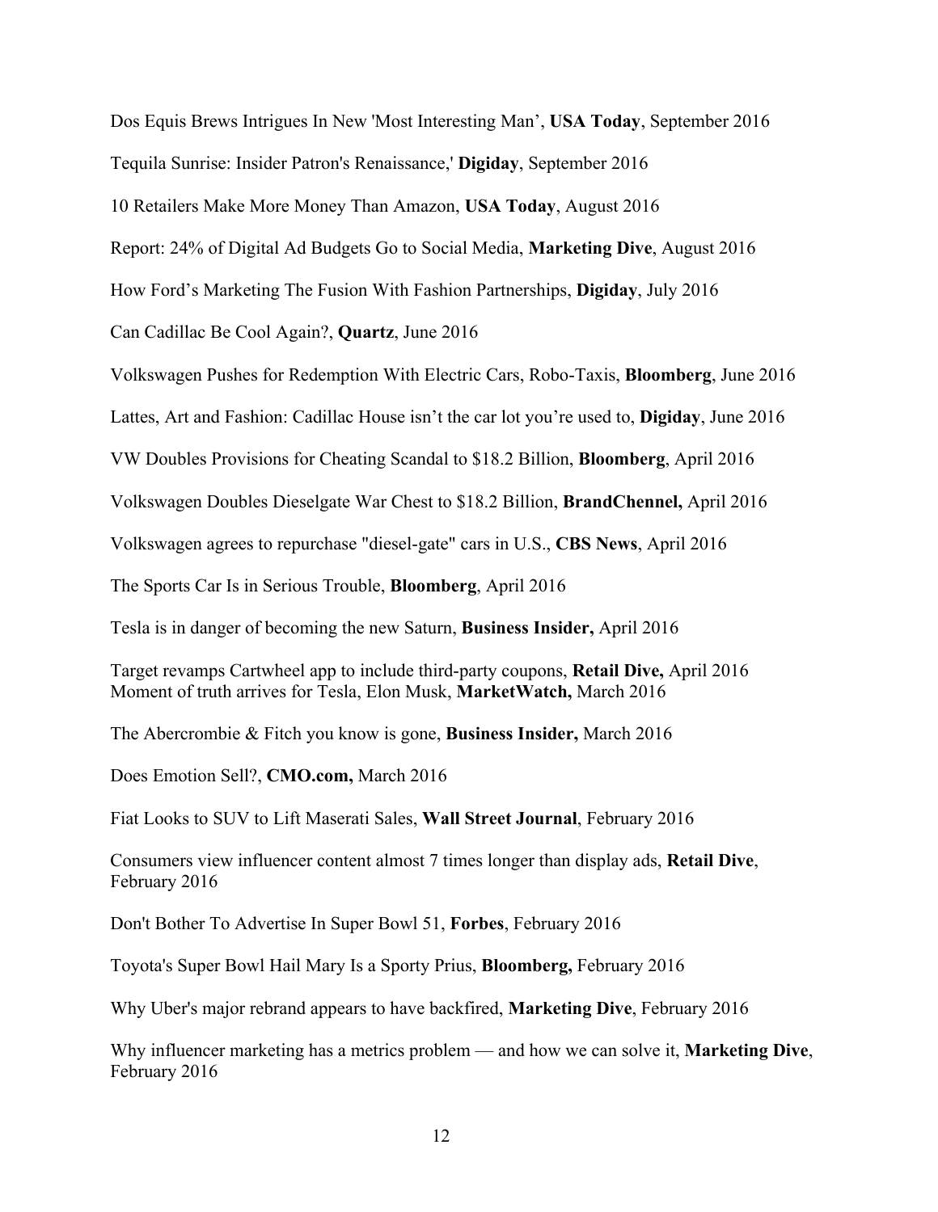Dos Equis Brews Intrigues In New 'Most Interesting Man', **USA Today**, September 2016

Tequila Sunrise: Insider Patron's Renaissance,' **Digiday**, September 2016

10 Retailers Make More Money Than Amazon, **USA Today**, August 2016

Report: 24% of Digital Ad Budgets Go to Social Media, **Marketing Dive**, August 2016

How Ford's Marketing The Fusion With Fashion Partnerships, **Digiday**, July 2016

Can Cadillac Be Cool Again?, **Quartz**, June 2016

Volkswagen Pushes for Redemption With Electric Cars, Robo-Taxis, **Bloomberg**, June 2016

Lattes, Art and Fashion: Cadillac House isn't the car lot you're used to, **Digiday**, June 2016

VW Doubles Provisions for Cheating Scandal to $18.2 Billion, **Bloomberg**, April 2016

Volkswagen Doubles Dieselgate War Chest to $18.2 Billion, **BrandChennel,** April 2016

Volkswagen agrees to repurchase "diesel-gate" cars in U.S., **CBS News**, April 2016

The Sports Car Is in Serious Trouble, **Bloomberg**, April 2016

Tesla is in danger of becoming the new Saturn, **Business Insider,** April 2016

Target revamps Cartwheel app to include third-party coupons, **Retail Dive,** April 2016
Moment of truth arrives for Tesla, Elon Musk, **MarketWatch,** March 2016

The Abercrombie & Fitch you know is gone, **Business Insider,** March 2016

Does Emotion Sell?, **CMO.com,** March 2016

Fiat Looks to SUV to Lift Maserati Sales, **Wall Street Journal**, February 2016

Consumers view influencer content almost 7 times longer than display ads, **Retail Dive**, February 2016

Don't Bother To Advertise In Super Bowl 51, **Forbes**, February 2016

Toyota's Super Bowl Hail Mary Is a Sporty Prius, **Bloomberg,** February 2016

Why Uber's major rebrand appears to have backfired, **Marketing Dive**, February 2016

Why influencer marketing has a metrics problem — and how we can solve it, **Marketing Dive**, February 2016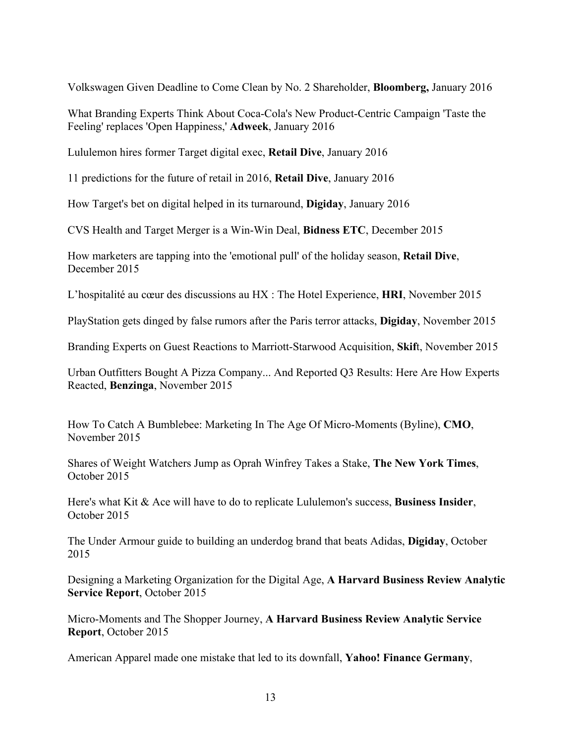Volkswagen Given Deadline to Come Clean by No. 2 Shareholder, **Bloomberg,** January 2016

What Branding Experts Think About Coca-Cola's New Product-Centric Campaign 'Taste the Feeling' replaces 'Open Happiness,' **Adweek**, January 2016

Lululemon hires former Target digital exec, **Retail Dive**, January 2016

11 predictions for the future of retail in 2016, **Retail Dive**, January 2016

How Target's bet on digital helped in its turnaround, **Digiday**, January 2016

CVS Health and Target Merger is a Win-Win Deal, **Bidness ETC**, December 2015

How marketers are tapping into the 'emotional pull' of the holiday season, **Retail Dive**, December 2015

L'hospitalité au cœur des discussions au HX : The Hotel Experience, **HRI**, November 2015

PlayStation gets dinged by false rumors after the Paris terror attacks, **Digiday**, November 2015

Branding Experts on Guest Reactions to Marriott-Starwood Acquisition, **Skif**t, November 2015

Urban Outfitters Bought A Pizza Company... And Reported Q3 Results: Here Are How Experts Reacted, **Benzinga**, November 2015

How To Catch A Bumblebee: Marketing In The Age Of Micro-Moments (Byline), **CMO**, November 2015

Shares of Weight Watchers Jump as Oprah Winfrey Takes a Stake, **The New York Times**, October 2015

Here's what Kit & Ace will have to do to replicate Lululemon's success, **Business Insider**, October 2015

The Under Armour guide to building an underdog brand that beats Adidas, **Digiday**, October 2015

Designing a Marketing Organization for the Digital Age, **A Harvard Business Review Analytic Service Report**, October 2015

Micro-Moments and The Shopper Journey, **A Harvard Business Review Analytic Service Report**, October 2015

American Apparel made one mistake that led to its downfall, **Yahoo! Finance Germany**,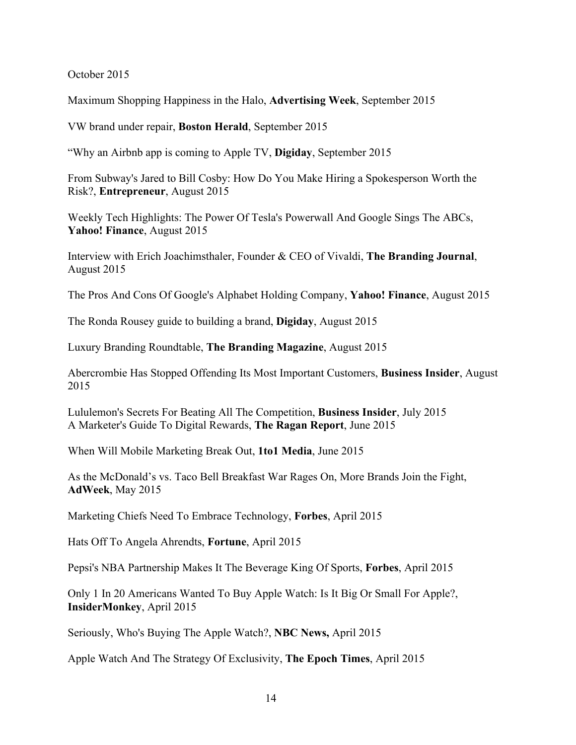October 2015

Maximum Shopping Happiness in the Halo, **Advertising Week**, September 2015

VW brand under repair, **Boston Herald**, September 2015

"Why an Airbnb app is coming to Apple TV, **Digiday**, September 2015

From Subway's Jared to Bill Cosby: How Do You Make Hiring a Spokesperson Worth the Risk?, **Entrepreneur**, August 2015

Weekly Tech Highlights: The Power Of Tesla's Powerwall And Google Sings The ABCs, **Yahoo! Finance**, August 2015

Interview with Erich Joachimsthaler, Founder & CEO of Vivaldi, **The Branding Journal**, August 2015

The Pros And Cons Of Google's Alphabet Holding Company, **Yahoo! Finance**, August 2015

The Ronda Rousey guide to building a brand, **Digiday**, August 2015

Luxury Branding Roundtable, **The Branding Magazine**, August 2015

Abercrombie Has Stopped Offending Its Most Important Customers, **Business Insider**, August 2015

Lululemon's Secrets For Beating All The Competition, **Business Insider**, July 2015
A Marketer's Guide To Digital Rewards, **The Ragan Report**, June 2015

When Will Mobile Marketing Break Out, **1to1 Media**, June 2015

As the McDonald's vs. Taco Bell Breakfast War Rages On, More Brands Join the Fight, **AdWeek**, May 2015

Marketing Chiefs Need To Embrace Technology, **Forbes**, April 2015

Hats Off To Angela Ahrendts, **Fortune**, April 2015

Pepsi's NBA Partnership Makes It The Beverage King Of Sports, **Forbes**, April 2015

Only 1 In 20 Americans Wanted To Buy Apple Watch: Is It Big Or Small For Apple?, **InsiderMonkey**, April 2015

Seriously, Who's Buying The Apple Watch?, **NBC News,** April 2015

Apple Watch And The Strategy Of Exclusivity, **The Epoch Times**, April 2015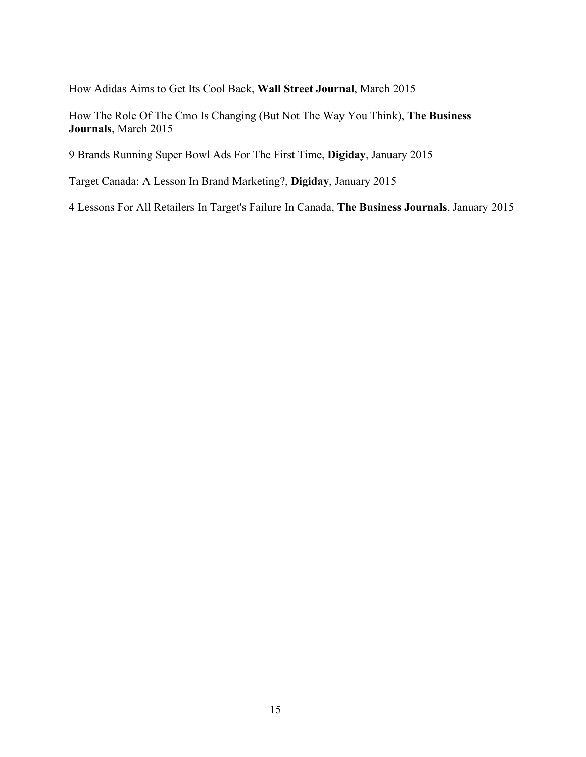How Adidas Aims to Get Its Cool Back, **Wall Street Journal**, March 2015

How The Role Of The Cmo Is Changing (But Not The Way You Think), **The Business Journals**, March 2015

9 Brands Running Super Bowl Ads For The First Time, **Digiday**, January 2015

Target Canada: A Lesson In Brand Marketing?, **Digiday**, January 2015

4 Lessons For All Retailers In Target's Failure In Canada, **The Business Journals**, January 2015